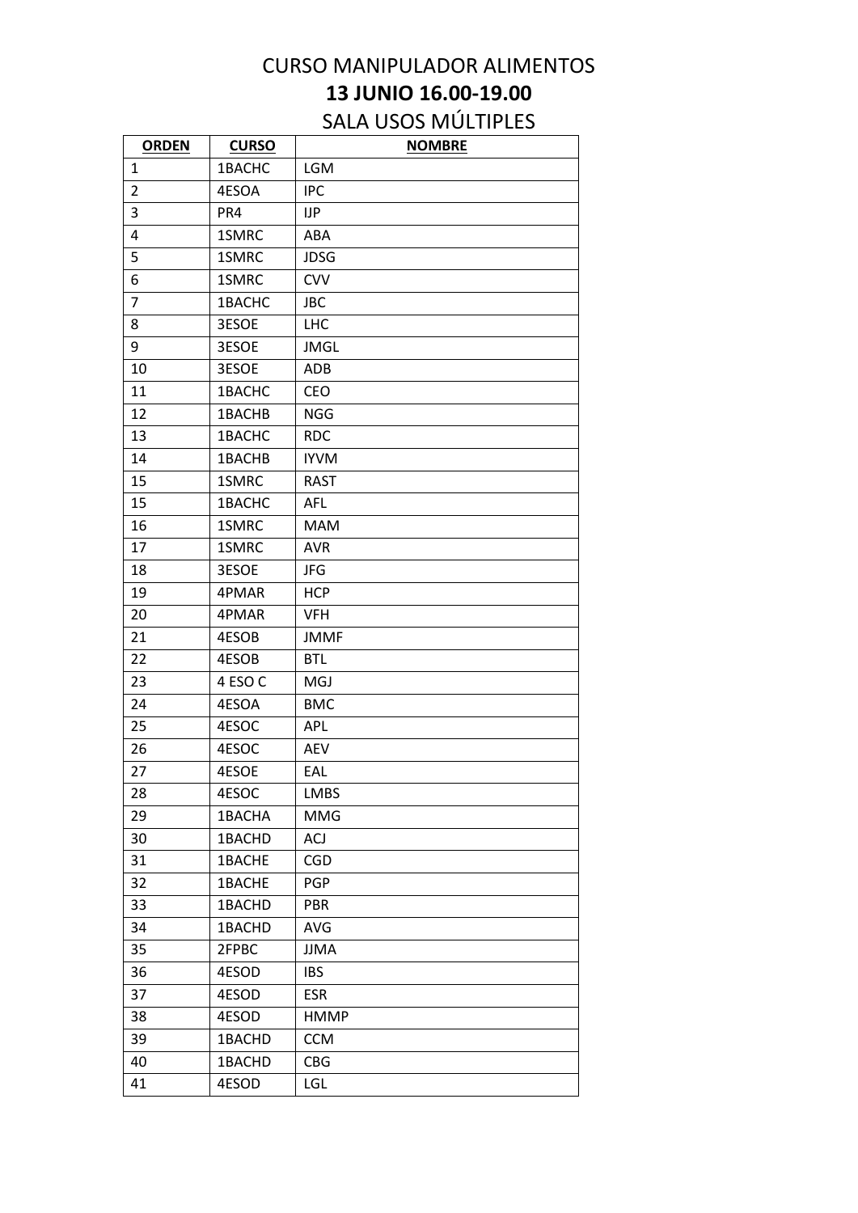# CURSO MANIPULADOR ALIMENTOS

## 13 JUNIO 16.00-19.00

SALA USOS MÚLTIPLES

| ORDEN | CURSO | NOMBRE |
|---|---|---|
| 1 | 1BACHC | LGM |
| 2 | 4ESOA | IPC |
| 3 | PR4 | IJP |
| 4 | 1SMRC | ABA |
| 5 | 1SMRC | JDSG |
| 6 | 1SMRC | CVV |
| 7 | 1BACHC | JBC |
| 8 | 3ESOE | LHC |
| 9 | 3ESOE | JMGL |
| 10 | 3ESOE | ADB |
| 11 | 1BACHC | CEO |
| 12 | 1BACHB | NGG |
| 13 | 1BACHC | RDC |
| 14 | 1BACHB | IYVM |
| 15 | 1SMRC | RAST |
| 15 | 1BACHC | AFL |
| 16 | 1SMRC | MAM |
| 17 | 1SMRC | AVR |
| 18 | 3ESOE | JFG |
| 19 | 4PMAR | HCP |
| 20 | 4PMAR | VFH |
| 21 | 4ESOB | JMMF |
| 22 | 4ESOB | BTL |
| 23 | 4 ESO C | MGJ |
| 24 | 4ESOA | BMC |
| 25 | 4ESOC | APL |
| 26 | 4ESOC | AEV |
| 27 | 4ESOE | EAL |
| 28 | 4ESOC | LMBS |
| 29 | 1BACHA | MMG |
| 30 | 1BACHD | ACJ |
| 31 | 1BACHE | CGD |
| 32 | 1BACHE | PGP |
| 33 | 1BACHD | PBR |
| 34 | 1BACHD | AVG |
| 35 | 2FPBC | JJMA |
| 36 | 4ESOD | IBS |
| 37 | 4ESOD | ESR |
| 38 | 4ESOD | HMMP |
| 39 | 1BACHD | CCM |
| 40 | 1BACHD | CBG |
| 41 | 4ESOD | LGL |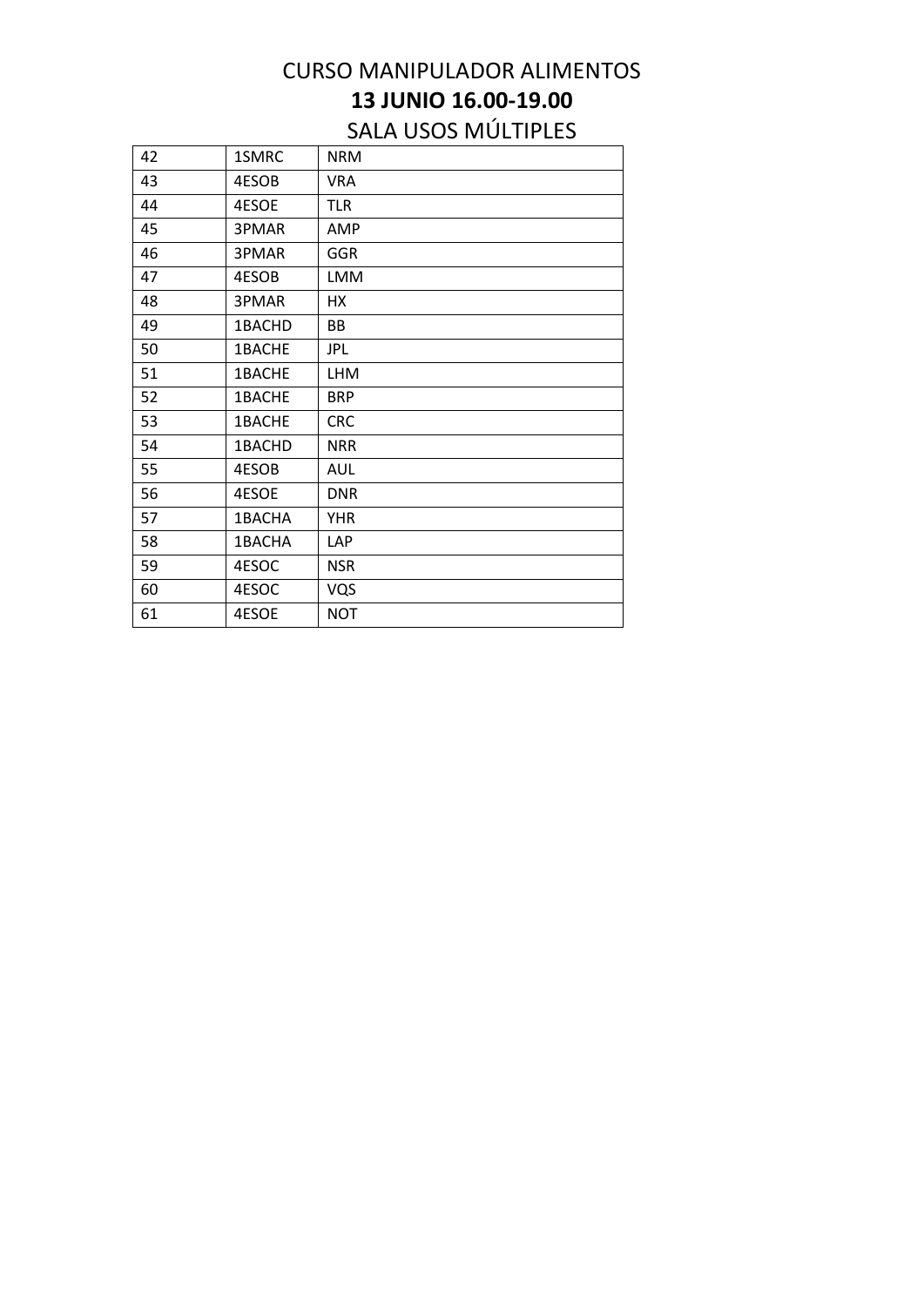CURSO MANIPULADOR ALIMENTOS

**13 JUNIO 16.00-19.00**

SALA USOS MÚLTIPLES

| | | |
|---|---|---|
| 42 | 1SMRC | NRM |
| 43 | 4ESOB | VRA |
| 44 | 4ESOE | TLR |
| 45 | 3PMAR | AMP |
| 46 | 3PMAR | GGR |
| 47 | 4ESOB | LMM |
| 48 | 3PMAR | HX |
| 49 | 1BACHD | BB |
| 50 | 1BACHE | JPL |
| 51 | 1BACHE | LHM |
| 52 | 1BACHE | BRP |
| 53 | 1BACHE | CRC |
| 54 | 1BACHD | NRR |
| 55 | 4ESOB | AUL |
| 56 | 4ESOE | DNR |
| 57 | 1BACHA | YHR |
| 58 | 1BACHA | LAP |
| 59 | 4ESOC | NSR |
| 60 | 4ESOC | VQS |
| 61 | 4ESOE | NOT |